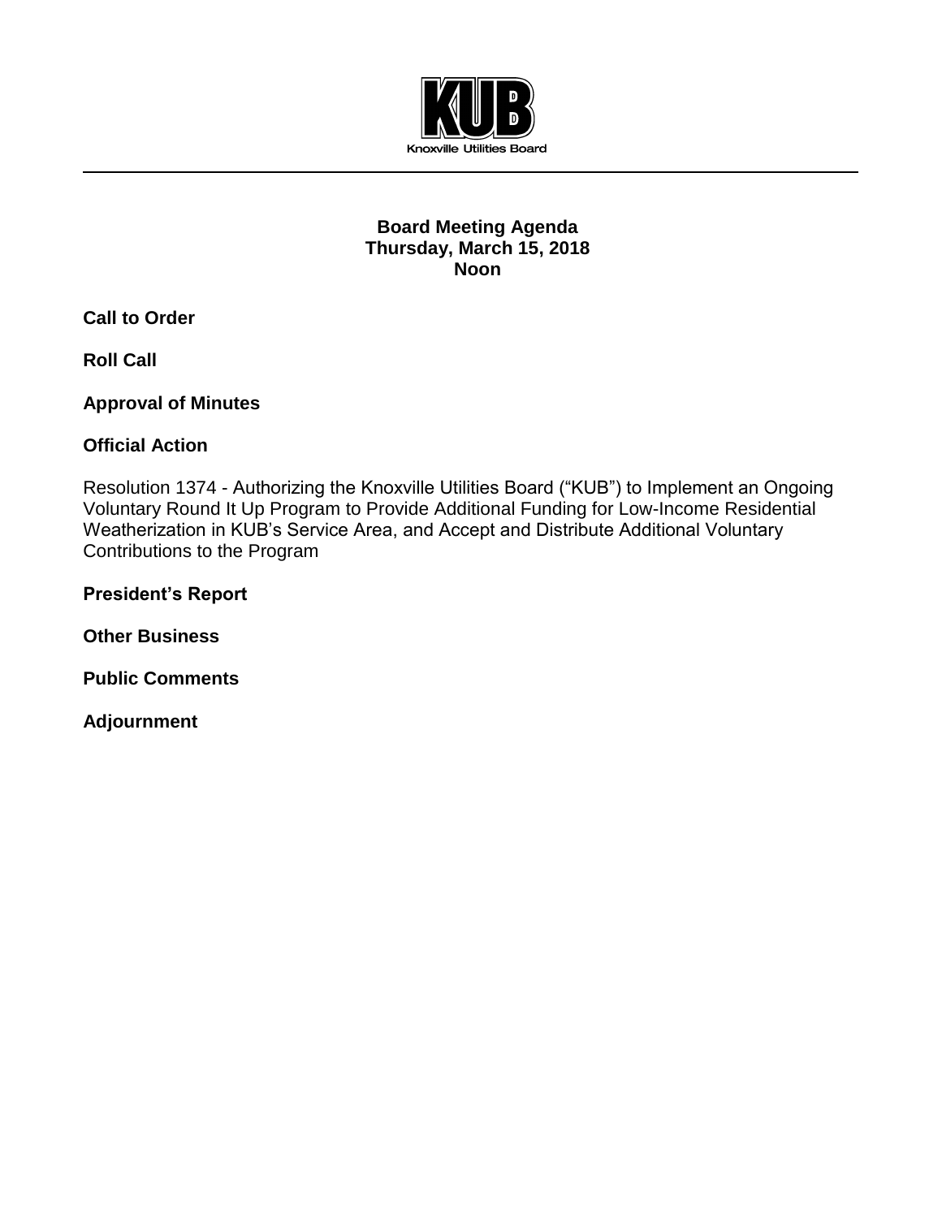Knoxville Utilities Board

# Board Meeting Agenda
## Thursday, March 15, 2018
## Noon

**Call to Order**

**Roll Call**

**Approval of Minutes**

**Official Action**

Resolution 1374 - Authorizing the Knoxville Utilities Board ("KUB") to Implement an Ongoing Voluntary Round It Up Program to Provide Additional Funding for Low-Income Residential Weatherization in KUB's Service Area, and Accept and Distribute Additional Voluntary Contributions to the Program

**President's Report**

**Other Business**

**Public Comments**

**Adjournment**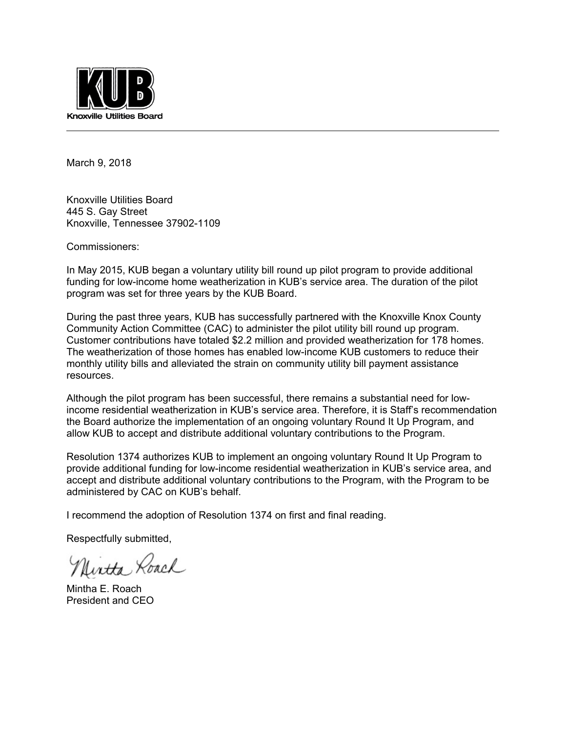**KUB**

Knoxville Utilities Board

---

March 9, 2018

Knoxville Utilities Board
445 S. Gay Street
Knoxville, Tennessee 37902-1109

Commissioners:

In May 2015, KUB began a voluntary utility bill round up pilot program to provide additional funding for low-income home weatherization in KUB's service area. The duration of the pilot program was set for three years by the KUB Board.

During the past three years, KUB has successfully partnered with the Knoxville Knox County Community Action Committee (CAC) to administer the pilot utility bill round up program. Customer contributions have totaled $2.2 million and provided weatherization for 178 homes. The weatherization of those homes has enabled low-income KUB customers to reduce their monthly utility bills and alleviated the strain on community utility bill payment assistance resources.

Although the pilot program has been successful, there remains a substantial need for low-income residential weatherization in KUB's service area. Therefore, it is Staff's recommendation the Board authorize the implementation of an ongoing voluntary Round It Up Program, and allow KUB to accept and distribute additional voluntary contributions to the Program.

Resolution 1374 authorizes KUB to implement an ongoing voluntary Round It Up Program to provide additional funding for low-income residential weatherization in KUB's service area, and accept and distribute additional voluntary contributions to the Program, with the Program to be administered by CAC on KUB's behalf.

I recommend the adoption of Resolution 1374 on first and final reading.

Respectfully submitted,

Mintha Roach

Mintha E. Roach
President and CEO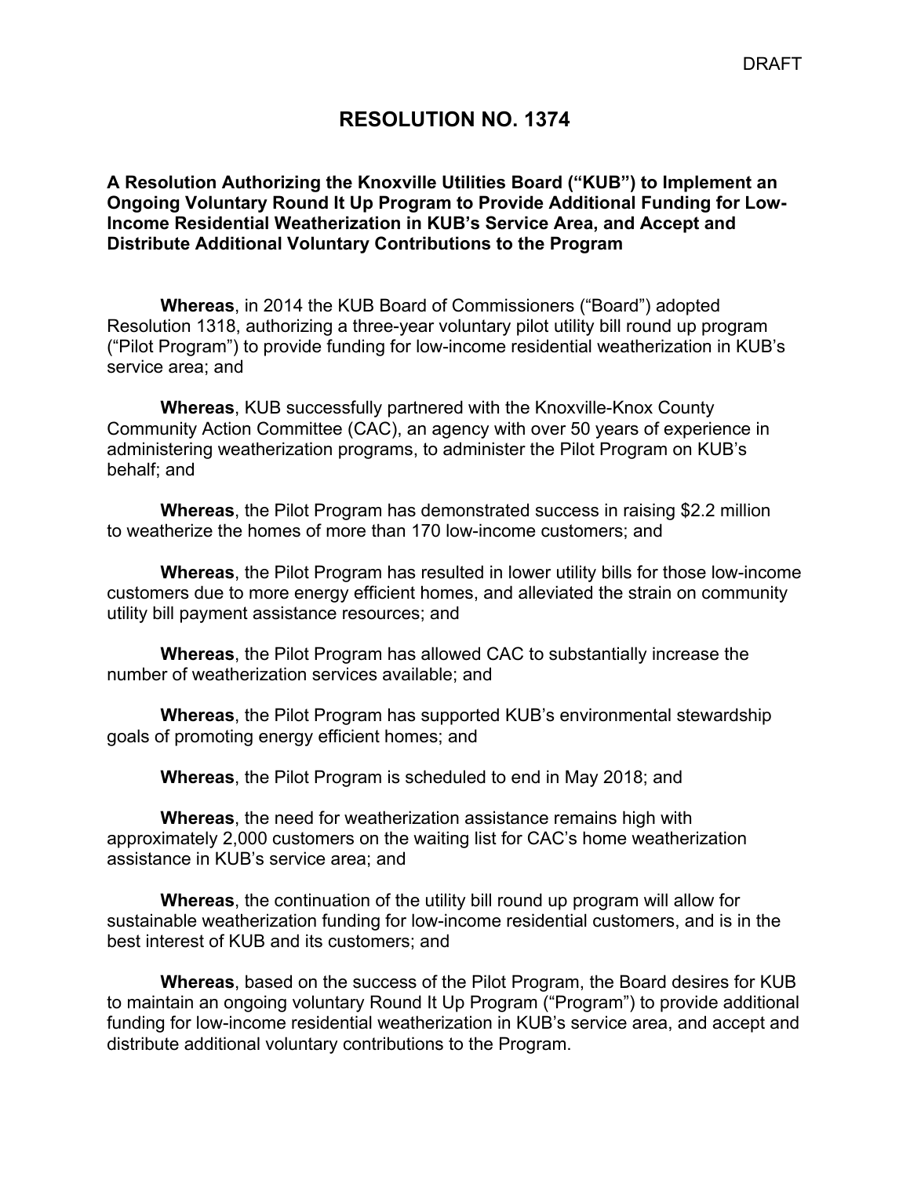DRAFT

# RESOLUTION NO. 1374

**A Resolution Authorizing the Knoxville Utilities Board ("KUB") to Implement an Ongoing Voluntary Round It Up Program to Provide Additional Funding for Low-Income Residential Weatherization in KUB's Service Area, and Accept and Distribute Additional Voluntary Contributions to the Program**

**Whereas**, in 2014 the KUB Board of Commissioners ("Board") adopted Resolution 1318, authorizing a three-year voluntary pilot utility bill round up program ("Pilot Program") to provide funding for low-income residential weatherization in KUB's service area; and

**Whereas**, KUB successfully partnered with the Knoxville-Knox County Community Action Committee (CAC), an agency with over 50 years of experience in administering weatherization programs, to administer the Pilot Program on KUB's behalf; and

**Whereas**, the Pilot Program has demonstrated success in raising $2.2 million to weatherize the homes of more than 170 low-income customers; and

**Whereas**, the Pilot Program has resulted in lower utility bills for those low-income customers due to more energy efficient homes, and alleviated the strain on community utility bill payment assistance resources; and

**Whereas**, the Pilot Program has allowed CAC to substantially increase the number of weatherization services available; and

**Whereas**, the Pilot Program has supported KUB's environmental stewardship goals of promoting energy efficient homes; and

**Whereas**, the Pilot Program is scheduled to end in May 2018; and

**Whereas**, the need for weatherization assistance remains high with approximately 2,000 customers on the waiting list for CAC's home weatherization assistance in KUB's service area; and

**Whereas**, the continuation of the utility bill round up program will allow for sustainable weatherization funding for low-income residential customers, and is in the best interest of KUB and its customers; and

**Whereas**, based on the success of the Pilot Program, the Board desires for KUB to maintain an ongoing voluntary Round It Up Program ("Program") to provide additional funding for low-income residential weatherization in KUB's service area, and accept and distribute additional voluntary contributions to the Program.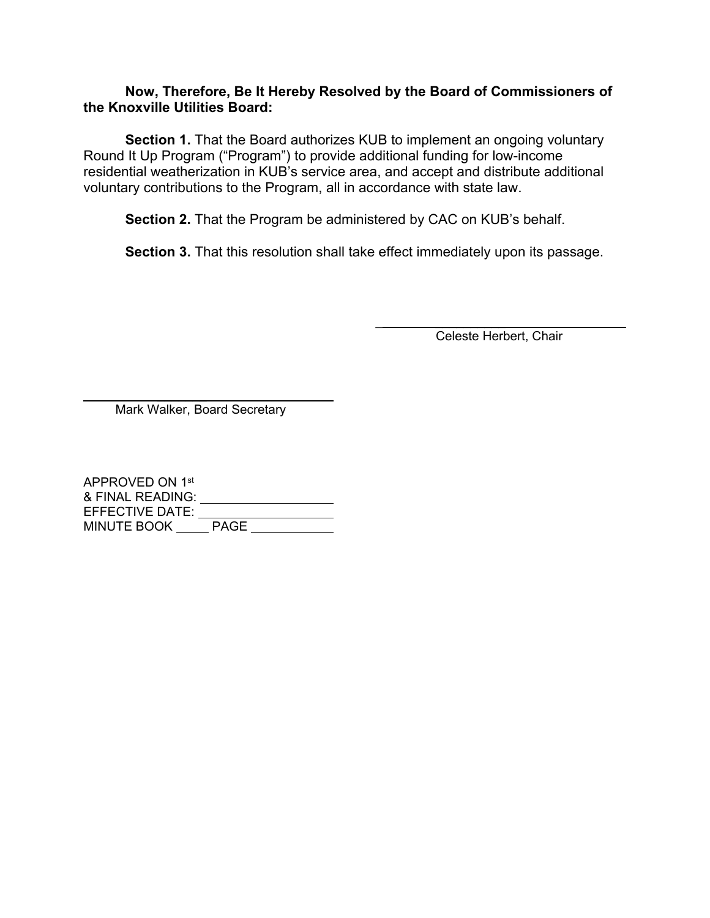**Now, Therefore, Be It Hereby Resolved by the Board of Commissioners of the Knoxville Utilities Board:**

**Section 1.** That the Board authorizes KUB to implement an ongoing voluntary Round It Up Program ("Program") to provide additional funding for low-income residential weatherization in KUB's service area, and accept and distribute additional voluntary contributions to the Program, all in accordance with state law.

**Section 2.** That the Program be administered by CAC on KUB's behalf.

**Section 3.** That this resolution shall take effect immediately upon its passage.

\_\_\_\_\_\_\_\_\_\_\_\_\_\_\_\_\_\_\_\_\_\_\_\_\_\_\_\_\_\_\_\_\_\_\_\_\_\_
Celeste Herbert, Chair

\_\_\_\_\_\_\_\_\_\_\_\_\_\_\_\_\_\_\_\_\_\_\_\_\_\_\_\_\_\_\_\_\_\_\_\_\_\_
Mark Walker, Board Secretary

APPROVED ON 1st
& FINAL READING: \_\_\_\_\_\_\_\_\_\_\_\_\_\_\_\_\_\_\_\_
EFFECTIVE DATE: \_\_\_\_\_\_\_\_\_\_\_\_\_\_\_\_\_\_\_\_
MINUTE BOOK \_\_\_\_\_ PAGE \_\_\_\_\_\_\_\_\_\_\_\_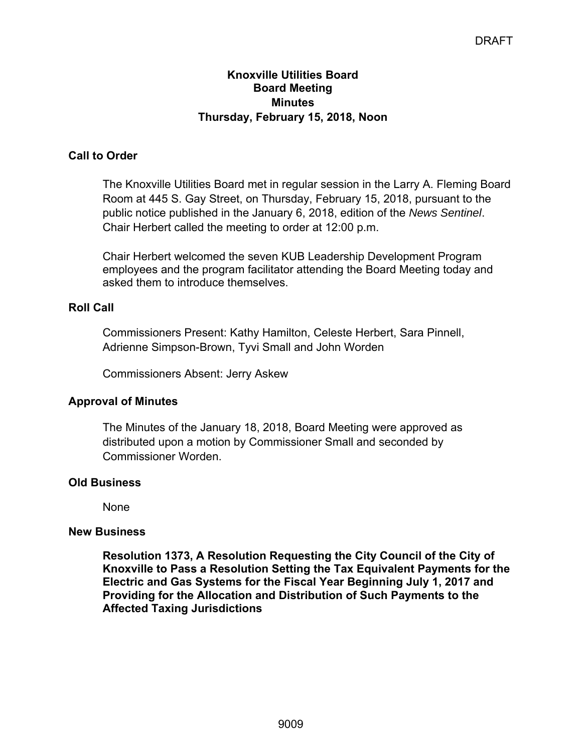DRAFT

**Knoxville Utilities Board**
**Board Meeting**
**Minutes**
**Thursday, February 15, 2018, Noon**

## Call to Order

The Knoxville Utilities Board met in regular session in the Larry A. Fleming Board Room at 445 S. Gay Street, on Thursday, February 15, 2018, pursuant to the public notice published in the January 6, 2018, edition of the *News Sentinel*. Chair Herbert called the meeting to order at 12:00 p.m.

Chair Herbert welcomed the seven KUB Leadership Development Program employees and the program facilitator attending the Board Meeting today and asked them to introduce themselves.

## Roll Call

Commissioners Present: Kathy Hamilton, Celeste Herbert, Sara Pinnell, Adrienne Simpson-Brown, Tyvi Small and John Worden

Commissioners Absent: Jerry Askew

## Approval of Minutes

The Minutes of the January 18, 2018, Board Meeting were approved as distributed upon a motion by Commissioner Small and seconded by Commissioner Worden.

## Old Business

None

## New Business

**Resolution 1373, A Resolution Requesting the City Council of the City of Knoxville to Pass a Resolution Setting the Tax Equivalent Payments for the Electric and Gas Systems for the Fiscal Year Beginning July 1, 2017 and Providing for the Allocation and Distribution of Such Payments to the Affected Taxing Jurisdictions**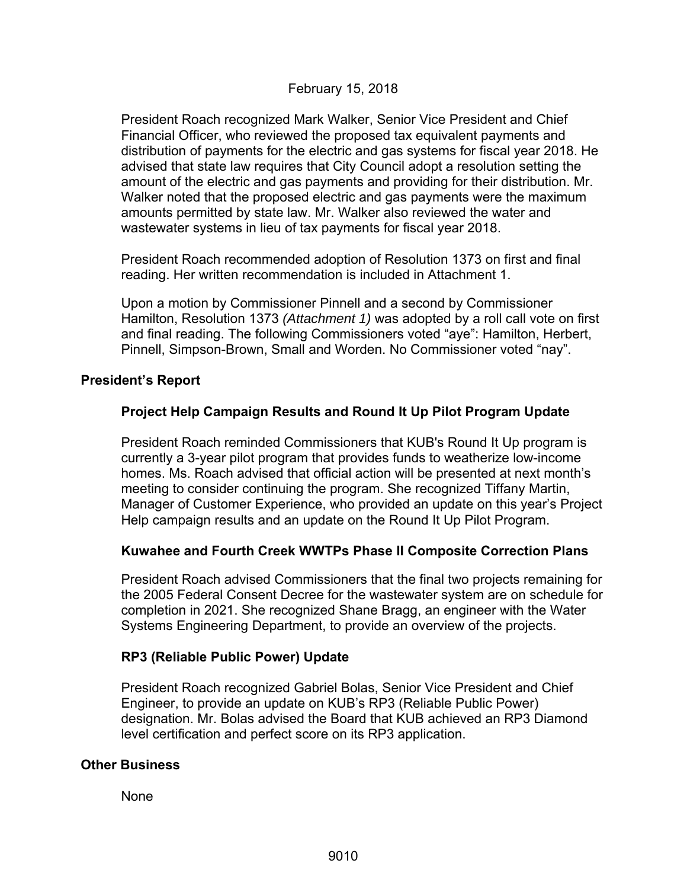President Roach recognized Mark Walker, Senior Vice President and Chief Financial Officer, who reviewed the proposed tax equivalent payments and distribution of payments for the electric and gas systems for fiscal year 2018. He advised that state law requires that City Council adopt a resolution setting the amount of the electric and gas payments and providing for their distribution. Mr. Walker noted that the proposed electric and gas payments were the maximum amounts permitted by state law. Mr. Walker also reviewed the water and wastewater systems in lieu of tax payments for fiscal year 2018.

President Roach recommended adoption of Resolution 1373 on first and final reading. Her written recommendation is included in Attachment 1.

Upon a motion by Commissioner Pinnell and a second by Commissioner Hamilton, Resolution 1373 *(Attachment 1)* was adopted by a roll call vote on first and final reading. The following Commissioners voted "aye": Hamilton, Herbert, Pinnell, Simpson-Brown, Small and Worden. No Commissioner voted "nay".

## President's Report

### Project Help Campaign Results and Round It Up Pilot Program Update

President Roach reminded Commissioners that KUB's Round It Up program is currently a 3-year pilot program that provides funds to weatherize low-income homes. Ms. Roach advised that official action will be presented at next month's meeting to consider continuing the program. She recognized Tiffany Martin, Manager of Customer Experience, who provided an update on this year's Project Help campaign results and an update on the Round It Up Pilot Program.

### Kuwahee and Fourth Creek WWTPs Phase II Composite Correction Plans

President Roach advised Commissioners that the final two projects remaining for the 2005 Federal Consent Decree for the wastewater system are on schedule for completion in 2021. She recognized Shane Bragg, an engineer with the Water Systems Engineering Department, to provide an overview of the projects.

### RP3 (Reliable Public Power) Update

President Roach recognized Gabriel Bolas, Senior Vice President and Chief Engineer, to provide an update on KUB's RP3 (Reliable Public Power) designation. Mr. Bolas advised the Board that KUB achieved an RP3 Diamond level certification and perfect score on its RP3 application.

## Other Business

None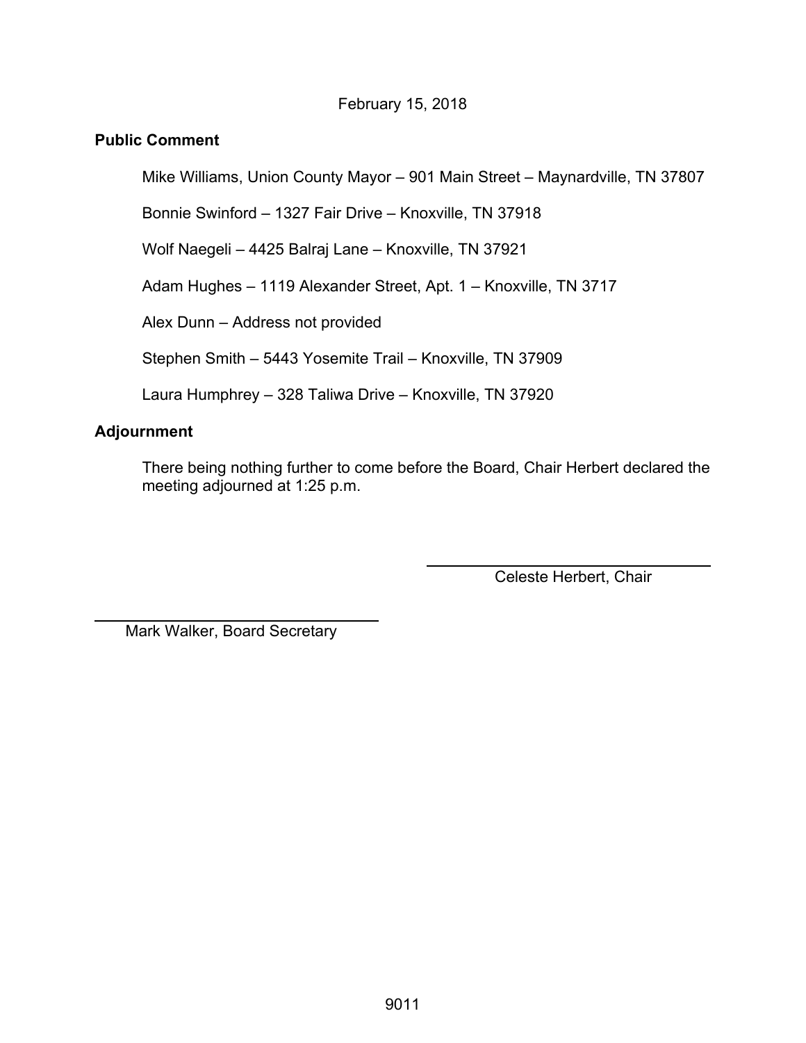February 15, 2018

**Public Comment**

Mike Williams, Union County Mayor – 901 Main Street – Maynardville, TN 37807

Bonnie Swinford – 1327 Fair Drive – Knoxville, TN 37918

Wolf Naegeli – 4425 Balraj Lane – Knoxville, TN 37921

Adam Hughes – 1119 Alexander Street, Apt. 1 – Knoxville, TN 3717

Alex Dunn – Address not provided

Stephen Smith – 5443 Yosemite Trail – Knoxville, TN 37909

Laura Humphrey – 328 Taliwa Drive – Knoxville, TN 37920

**Adjournment**

There being nothing further to come before the Board, Chair Herbert declared the meeting adjourned at 1:25 p.m.

Celeste Herbert, Chair

Mark Walker, Board Secretary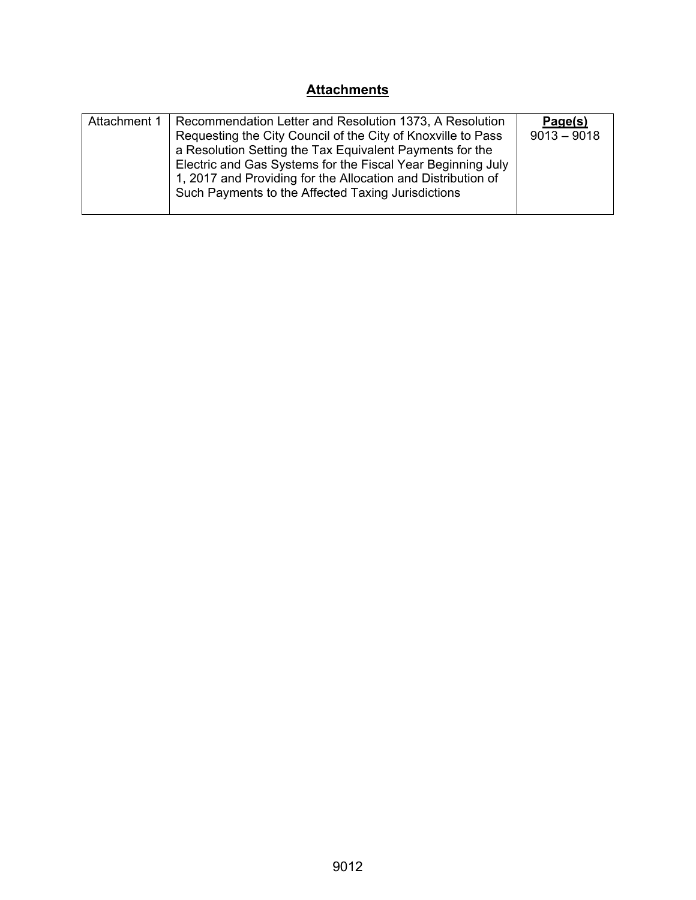## Attachments

| | | Page(s) |
|---|---|---|
| Attachment 1 | Recommendation Letter and Resolution 1373, A Resolution Requesting the City Council of the City of Knoxville to Pass a Resolution Setting the Tax Equivalent Payments for the Electric and Gas Systems for the Fiscal Year Beginning July 1, 2017 and Providing for the Allocation and Distribution of Such Payments to the Affected Taxing Jurisdictions | 9013 – 9018 |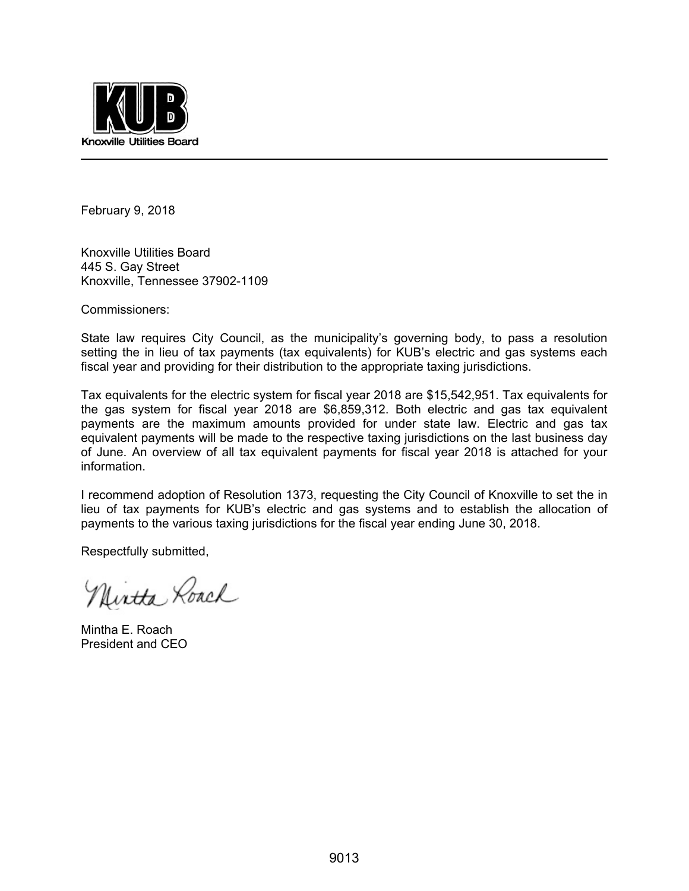**KUB**
Knoxville Utilities Board

---

February 9, 2018

Knoxville Utilities Board
445 S. Gay Street
Knoxville, Tennessee 37902-1109

Commissioners:

State law requires City Council, as the municipality's governing body, to pass a resolution setting the in lieu of tax payments (tax equivalents) for KUB's electric and gas systems each fiscal year and providing for their distribution to the appropriate taxing jurisdictions.

Tax equivalents for the electric system for fiscal year 2018 are $15,542,951. Tax equivalents for the gas system for fiscal year 2018 are $6,859,312. Both electric and gas tax equivalent payments are the maximum amounts provided for under state law. Electric and gas tax equivalent payments will be made to the respective taxing jurisdictions on the last business day of June. An overview of all tax equivalent payments for fiscal year 2018 is attached for your information.

I recommend adoption of Resolution 1373, requesting the City Council of Knoxville to set the in lieu of tax payments for KUB's electric and gas systems and to establish the allocation of payments to the various taxing jurisdictions for the fiscal year ending June 30, 2018.

Respectfully submitted,

Mintha Roach

Mintha E. Roach
President and CEO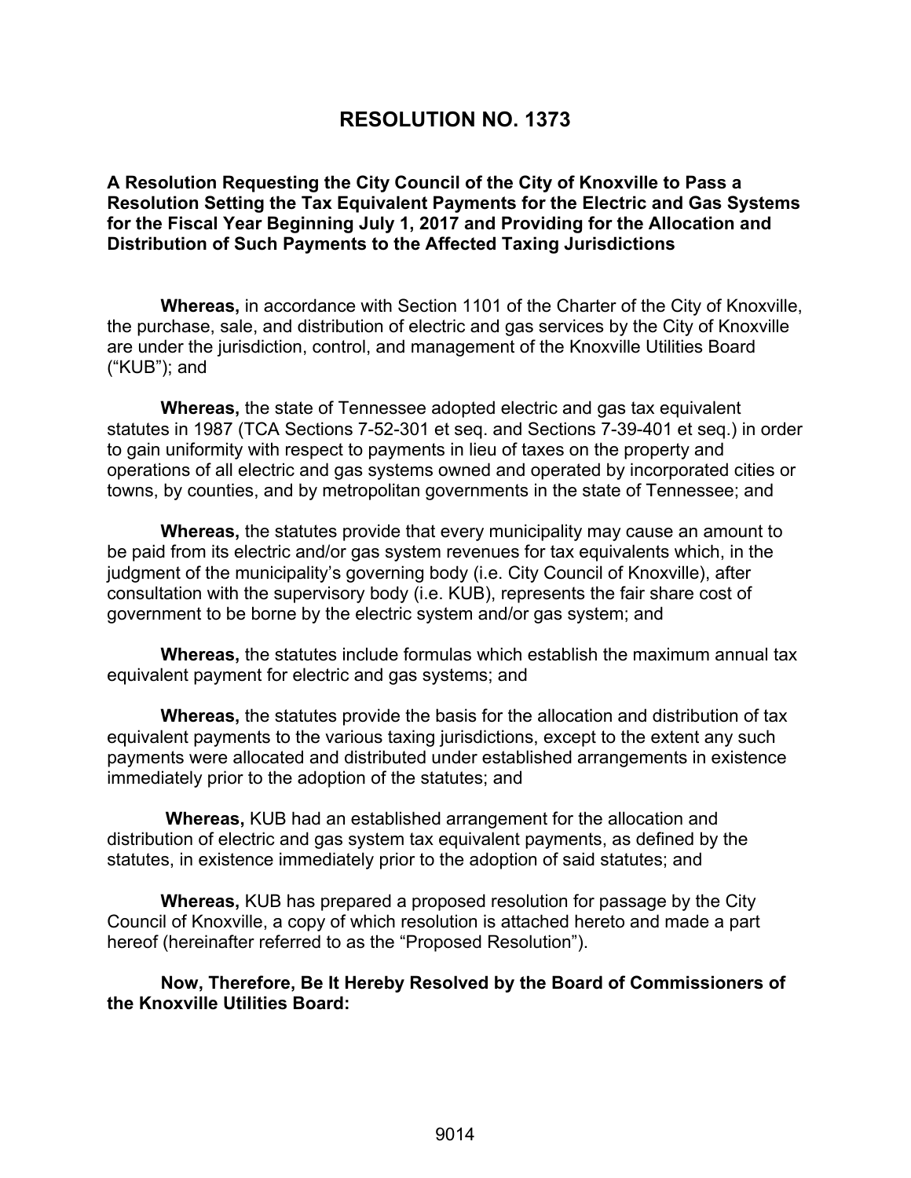# RESOLUTION NO. 1373

**A Resolution Requesting the City Council of the City of Knoxville to Pass a Resolution Setting the Tax Equivalent Payments for the Electric and Gas Systems for the Fiscal Year Beginning July 1, 2017 and Providing for the Allocation and Distribution of Such Payments to the Affected Taxing Jurisdictions**

**Whereas,** in accordance with Section 1101 of the Charter of the City of Knoxville, the purchase, sale, and distribution of electric and gas services by the City of Knoxville are under the jurisdiction, control, and management of the Knoxville Utilities Board ("KUB"); and

**Whereas,** the state of Tennessee adopted electric and gas tax equivalent statutes in 1987 (TCA Sections 7-52-301 et seq. and Sections 7-39-401 et seq.) in order to gain uniformity with respect to payments in lieu of taxes on the property and operations of all electric and gas systems owned and operated by incorporated cities or towns, by counties, and by metropolitan governments in the state of Tennessee; and

**Whereas,** the statutes provide that every municipality may cause an amount to be paid from its electric and/or gas system revenues for tax equivalents which, in the judgment of the municipality's governing body (i.e. City Council of Knoxville), after consultation with the supervisory body (i.e. KUB), represents the fair share cost of government to be borne by the electric system and/or gas system; and

**Whereas,** the statutes include formulas which establish the maximum annual tax equivalent payment for electric and gas systems; and

**Whereas,** the statutes provide the basis for the allocation and distribution of tax equivalent payments to the various taxing jurisdictions, except to the extent any such payments were allocated and distributed under established arrangements in existence immediately prior to the adoption of the statutes; and

**Whereas,** KUB had an established arrangement for the allocation and distribution of electric and gas system tax equivalent payments, as defined by the statutes, in existence immediately prior to the adoption of said statutes; and

**Whereas,** KUB has prepared a proposed resolution for passage by the City Council of Knoxville, a copy of which resolution is attached hereto and made a part hereof (hereinafter referred to as the "Proposed Resolution").

**Now, Therefore, Be It Hereby Resolved by the Board of Commissioners of the Knoxville Utilities Board:**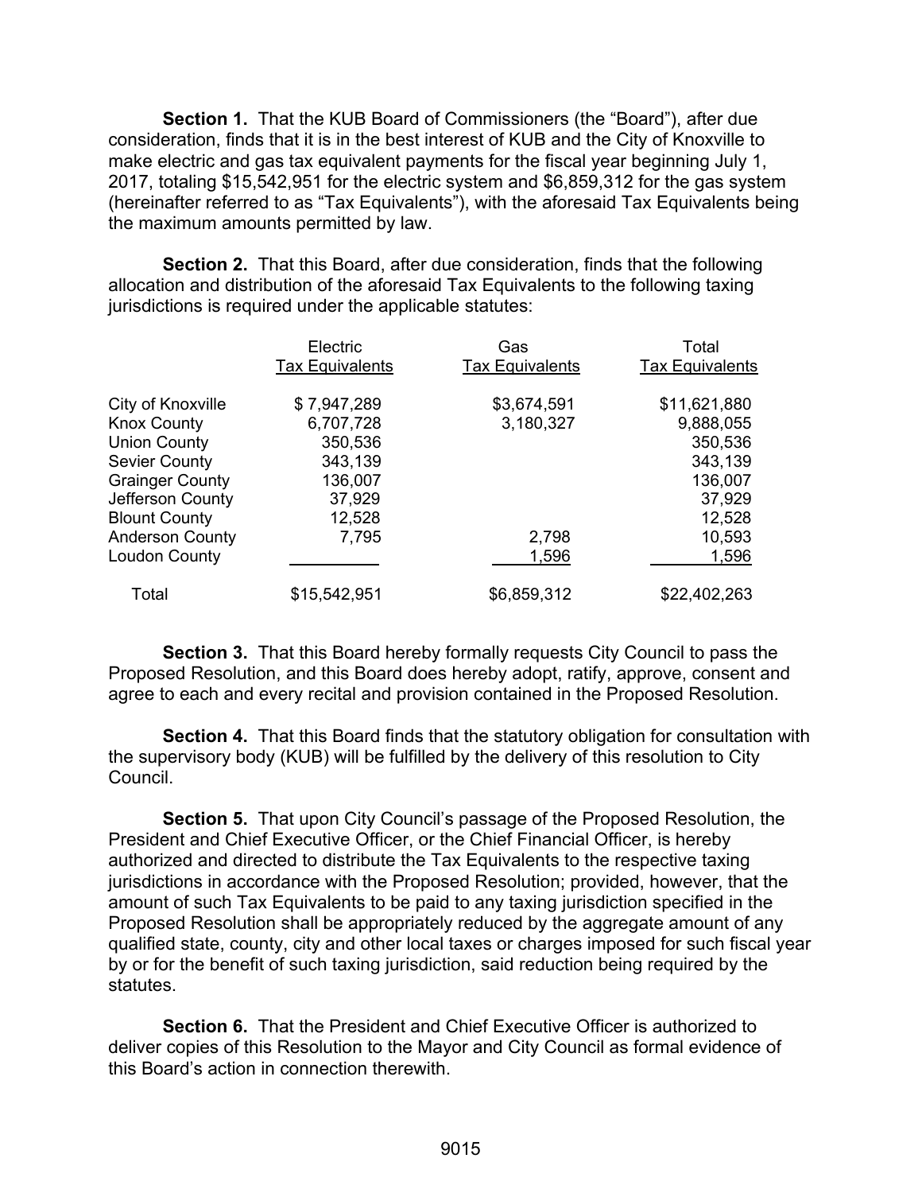**Section 1.** That the KUB Board of Commissioners (the "Board"), after due consideration, finds that it is in the best interest of KUB and the City of Knoxville to make electric and gas tax equivalent payments for the fiscal year beginning July 1, 2017, totaling $15,542,951 for the electric system and $6,859,312 for the gas system (hereinafter referred to as "Tax Equivalents"), with the aforesaid Tax Equivalents being the maximum amounts permitted by law.

**Section 2.** That this Board, after due consideration, finds that the following allocation and distribution of the aforesaid Tax Equivalents to the following taxing jurisdictions is required under the applicable statutes:

| | Electric Tax Equivalents | Gas Tax Equivalents | Total Tax Equivalents |
|---|---|---|---|
| City of Knoxville | $ 7,947,289 | $3,674,591 | $11,621,880 |
| Knox County | 6,707,728 | 3,180,327 | 9,888,055 |
| Union County | 350,536 | | 350,536 |
| Sevier County | 343,139 | | 343,139 |
| Grainger County | 136,007 | | 136,007 |
| Jefferson County | 37,929 | | 37,929 |
| Blount County | 12,528 | | 12,528 |
| Anderson County | 7,795 | 2,798 | 10,593 |
| Loudon County | | 1,596 | 1,596 |
| Total | $15,542,951 | $6,859,312 | $22,402,263 |

**Section 3.** That this Board hereby formally requests City Council to pass the Proposed Resolution, and this Board does hereby adopt, ratify, approve, consent and agree to each and every recital and provision contained in the Proposed Resolution.

**Section 4.** That this Board finds that the statutory obligation for consultation with the supervisory body (KUB) will be fulfilled by the delivery of this resolution to City Council.

**Section 5.** That upon City Council's passage of the Proposed Resolution, the President and Chief Executive Officer, or the Chief Financial Officer, is hereby authorized and directed to distribute the Tax Equivalents to the respective taxing jurisdictions in accordance with the Proposed Resolution; provided, however, that the amount of such Tax Equivalents to be paid to any taxing jurisdiction specified in the Proposed Resolution shall be appropriately reduced by the aggregate amount of any qualified state, county, city and other local taxes or charges imposed for such fiscal year by or for the benefit of such taxing jurisdiction, said reduction being required by the statutes.

**Section 6.** That the President and Chief Executive Officer is authorized to deliver copies of this Resolution to the Mayor and City Council as formal evidence of this Board's action in connection therewith.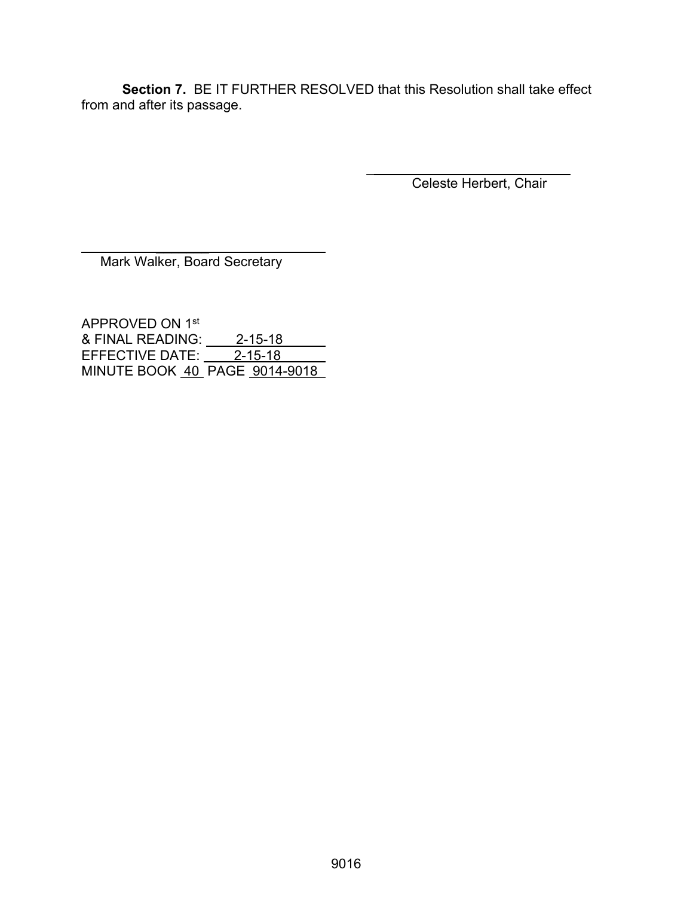**Section 7.** BE IT FURTHER RESOLVED that this Resolution shall take effect from and after its passage.

______________________________
Celeste Herbert, Chair

______________________________
Mark Walker, Board Secretary

APPROVED ON 1st
& FINAL READING: 2-15-18
EFFECTIVE DATE: 2-15-18
MINUTE BOOK 40 PAGE 9014-9018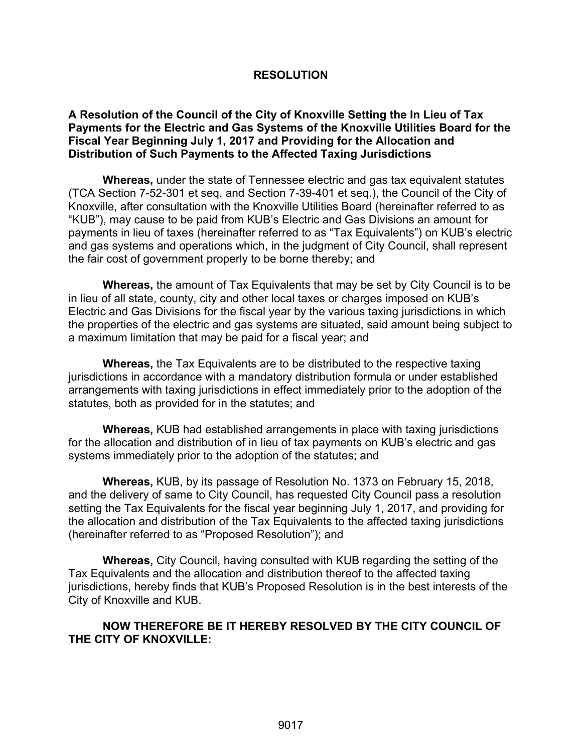# RESOLUTION

**A Resolution of the Council of the City of Knoxville Setting the In Lieu of Tax Payments for the Electric and Gas Systems of the Knoxville Utilities Board for the Fiscal Year Beginning July 1, 2017 and Providing for the Allocation and Distribution of Such Payments to the Affected Taxing Jurisdictions**

**Whereas,** under the state of Tennessee electric and gas tax equivalent statutes (TCA Section 7-52-301 et seq. and Section 7-39-401 et seq.), the Council of the City of Knoxville, after consultation with the Knoxville Utilities Board (hereinafter referred to as "KUB"), may cause to be paid from KUB's Electric and Gas Divisions an amount for payments in lieu of taxes (hereinafter referred to as "Tax Equivalents") on KUB's electric and gas systems and operations which, in the judgment of City Council, shall represent the fair cost of government properly to be borne thereby; and

**Whereas,** the amount of Tax Equivalents that may be set by City Council is to be in lieu of all state, county, city and other local taxes or charges imposed on KUB's Electric and Gas Divisions for the fiscal year by the various taxing jurisdictions in which the properties of the electric and gas systems are situated, said amount being subject to a maximum limitation that may be paid for a fiscal year; and

**Whereas,** the Tax Equivalents are to be distributed to the respective taxing jurisdictions in accordance with a mandatory distribution formula or under established arrangements with taxing jurisdictions in effect immediately prior to the adoption of the statutes, both as provided for in the statutes; and

**Whereas,** KUB had established arrangements in place with taxing jurisdictions for the allocation and distribution of in lieu of tax payments on KUB's electric and gas systems immediately prior to the adoption of the statutes; and

**Whereas,** KUB, by its passage of Resolution No. 1373 on February 15, 2018, and the delivery of same to City Council, has requested City Council pass a resolution setting the Tax Equivalents for the fiscal year beginning July 1, 2017, and providing for the allocation and distribution of the Tax Equivalents to the affected taxing jurisdictions (hereinafter referred to as "Proposed Resolution"); and

**Whereas,** City Council, having consulted with KUB regarding the setting of the Tax Equivalents and the allocation and distribution thereof to the affected taxing jurisdictions, hereby finds that KUB's Proposed Resolution is in the best interests of the City of Knoxville and KUB.

**NOW THEREFORE BE IT HEREBY RESOLVED BY THE CITY COUNCIL OF THE CITY OF KNOXVILLE:**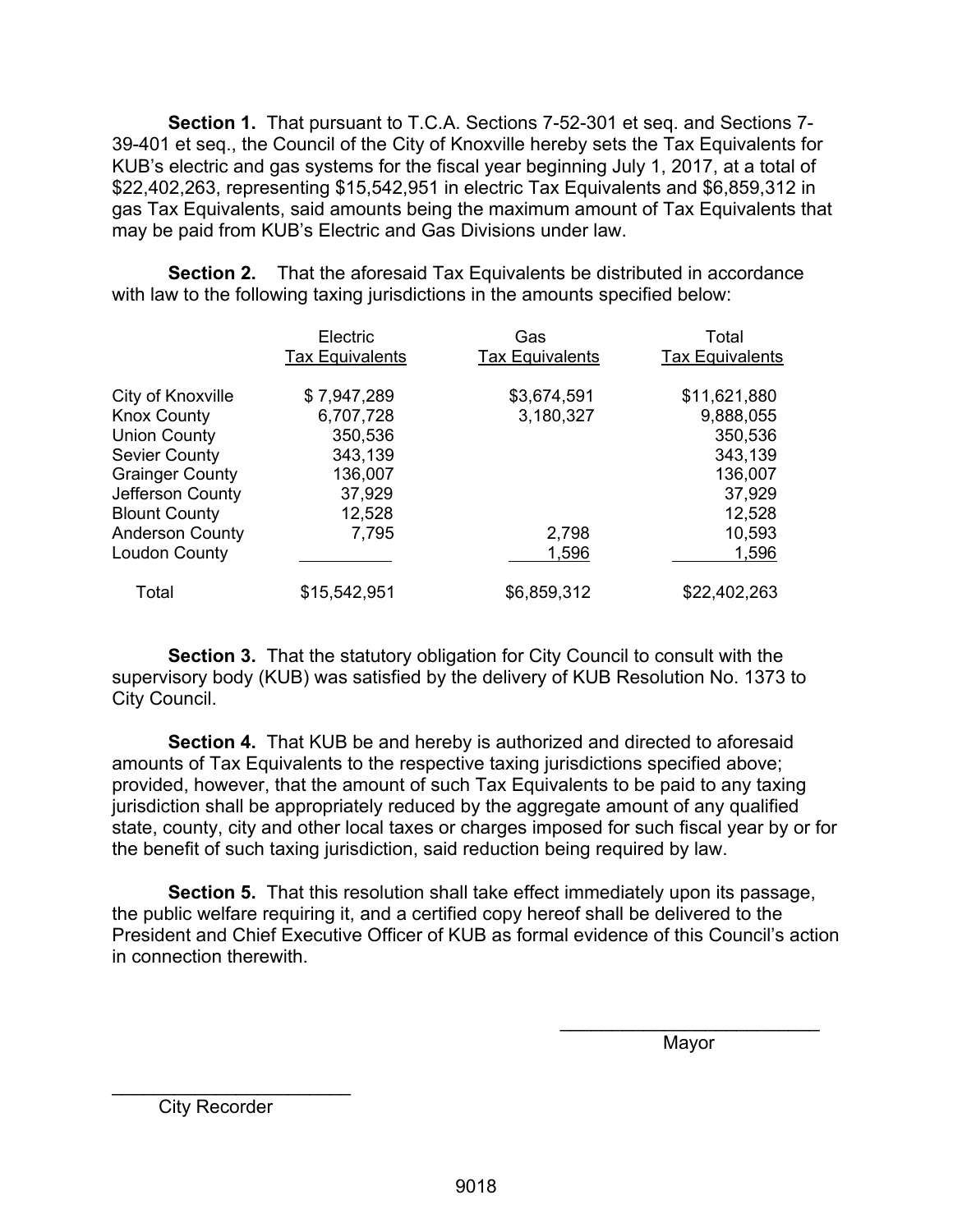**Section 1.** That pursuant to T.C.A. Sections 7-52-301 et seq. and Sections 7-39-401 et seq., the Council of the City of Knoxville hereby sets the Tax Equivalents for KUB's electric and gas systems for the fiscal year beginning July 1, 2017, at a total of $22,402,263, representing $15,542,951 in electric Tax Equivalents and $6,859,312 in gas Tax Equivalents, said amounts being the maximum amount of Tax Equivalents that may be paid from KUB's Electric and Gas Divisions under law.

**Section 2.** That the aforesaid Tax Equivalents be distributed in accordance with law to the following taxing jurisdictions in the amounts specified below:

| | Electric Tax Equivalents | Gas Tax Equivalents | Total Tax Equivalents |
|---|---|---|---|
| City of Knoxville | $ 7,947,289 | $3,674,591 | $11,621,880 |
| Knox County | 6,707,728 | 3,180,327 | 9,888,055 |
| Union County | 350,536 | | 350,536 |
| Sevier County | 343,139 | | 343,139 |
| Grainger County | 136,007 | | 136,007 |
| Jefferson County | 37,929 | | 37,929 |
| Blount County | 12,528 | | 12,528 |
| Anderson County | 7,795 | 2,798 | 10,593 |
| Loudon County | | 1,596 | 1,596 |
| Total | $15,542,951 | $6,859,312 | $22,402,263 |

**Section 3.** That the statutory obligation for City Council to consult with the supervisory body (KUB) was satisfied by the delivery of KUB Resolution No. 1373 to City Council.

**Section 4.** That KUB be and hereby is authorized and directed to aforesaid amounts of Tax Equivalents to the respective taxing jurisdictions specified above; provided, however, that the amount of such Tax Equivalents to be paid to any taxing jurisdiction shall be appropriately reduced by the aggregate amount of any qualified state, county, city and other local taxes or charges imposed for such fiscal year by or for the benefit of such taxing jurisdiction, said reduction being required by law.

**Section 5.** That this resolution shall take effect immediately upon its passage, the public welfare requiring it, and a certified copy hereof shall be delivered to the President and Chief Executive Officer of KUB as formal evidence of this Council's action in connection therewith.

\_\_\_\_\_\_\_\_\_\_\_\_\_\_\_\_\_\_\_\_\_\_\_\_\_\_

Mayor

\_\_\_\_\_\_\_\_\_\_\_\_\_\_\_\_\_\_\_\_\_\_\_\_\_\_

City Recorder